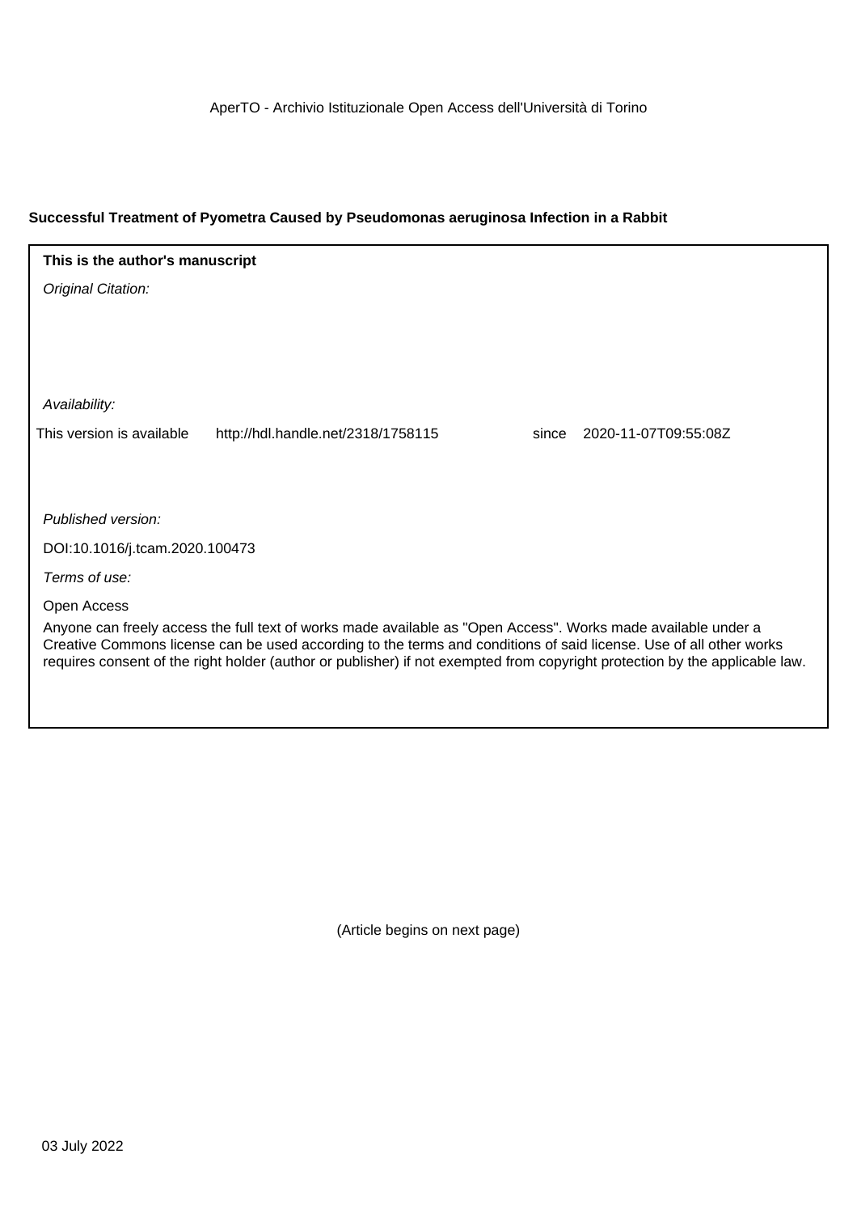AperTO - Archivio Istituzionale Open Access dell'Università di Torino

**Successful Treatment of Pyometra Caused by Pseudomonas aeruginosa Infection in a Rabbit**

**This is the author's manuscript**

*Original Citation:*

*Availability:*

This version is available http://hdl.handle.net/2318/1758115 since 2020-11-07T09:55:08Z

*Published version:*

DOI:10.1016/j.tcam.2020.100473

*Terms of use:*

Open Access

Anyone can freely access the full text of works made available as "Open Access". Works made available under a Creative Commons license can be used according to the terms and conditions of said license. Use of all other works requires consent of the right holder (author or publisher) if not exempted from copyright protection by the applicable law.

(Article begins on next page)

03 July 2022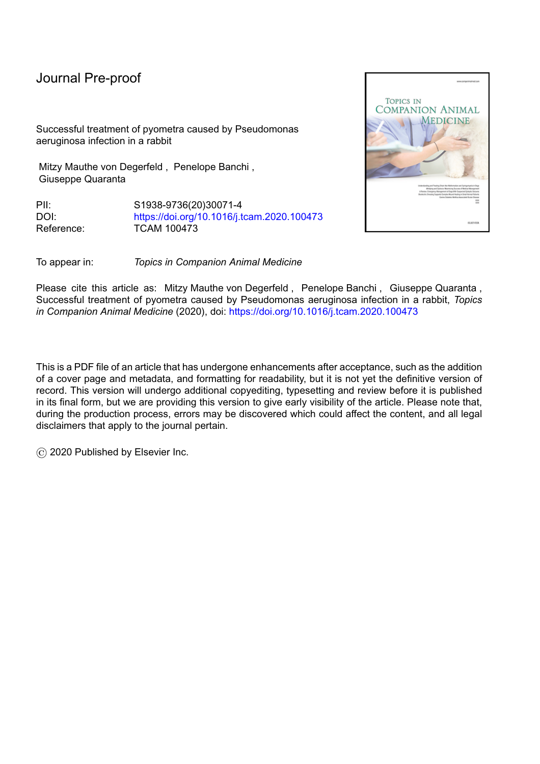Journal Pre-proof

Successful treatment of pyometra caused by Pseudomonas aeruginosa infection in a rabbit

Mitzy Mauthe von Degerfeld , Penelope Banchi , Giuseppe Quaranta

PII: S1938-9736(20)30071-4
DOI: https://doi.org/10.1016/j.tcam.2020.100473
Reference: TCAM 100473

To appear in: *Topics in Companion Animal Medicine*

Please cite this article as: Mitzy Mauthe von Degerfeld , Penelope Banchi , Giuseppe Quaranta , Successful treatment of pyometra caused by Pseudomonas aeruginosa infection in a rabbit, *Topics in Companion Animal Medicine* (2020), doi: https://doi.org/10.1016/j.tcam.2020.100473

This is a PDF file of an article that has undergone enhancements after acceptance, such as the addition of a cover page and metadata, and formatting for readability, but it is not yet the definitive version of record. This version will undergo additional copyediting, typesetting and review before it is published in its final form, but we are providing this version to give early visibility of the article. Please note that, during the production process, errors may be discovered which could affect the content, and all legal disclaimers that apply to the journal pertain.

© 2020 Published by Elsevier Inc.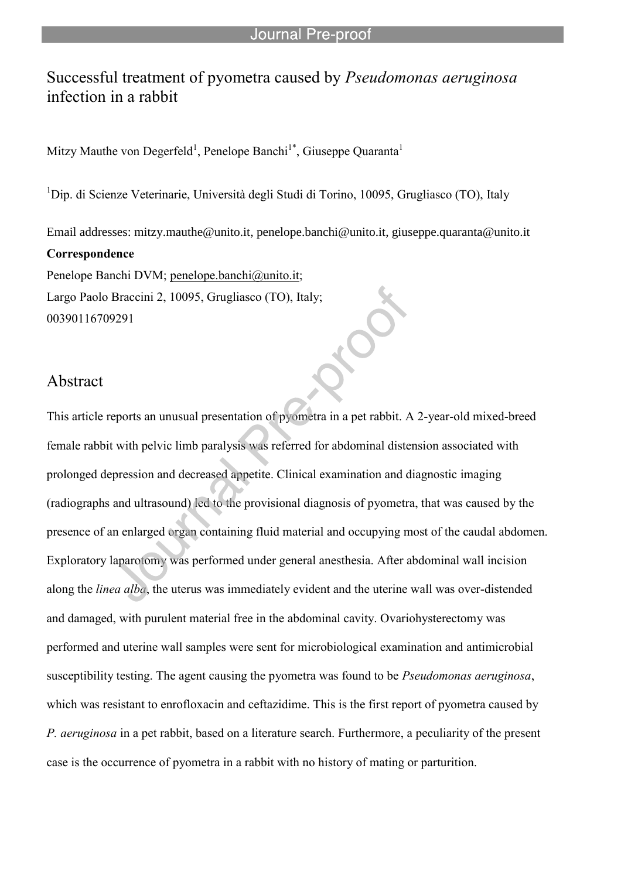# Successful treatment of pyometra caused by *Pseudomonas aeruginosa* infection in a rabbit

Mitzy Mauthe von Degerfeld[1], Penelope Banchi[1*], Giuseppe Quaranta[1]

[1]Dip. di Scienze Veterinarie, Università degli Studi di Torino, 10095, Grugliasco (TO), Italy

Email addresses: mitzy.mauthe@unito.it, penelope.banchi@unito.it, giuseppe.quaranta@unito.it

**Correspondence**

Penelope Banchi DVM; penelope.banchi@unito.it;

Largo Paolo Braccini 2, 10095, Grugliasco (TO), Italy;

00390116709291

## Abstract

This article reports an unusual presentation of pyometra in a pet rabbit. A 2-year-old mixed-breed female rabbit with pelvic limb paralysis was referred for abdominal distension associated with prolonged depression and decreased appetite. Clinical examination and diagnostic imaging (radiographs and ultrasound) led to the provisional diagnosis of pyometra, that was caused by the presence of an enlarged organ containing fluid material and occupying most of the caudal abdomen. Exploratory laparotomy was performed under general anesthesia. After abdominal wall incision along the *linea alba*, the uterus was immediately evident and the uterine wall was over-distended and damaged, with purulent material free in the abdominal cavity. Ovariohysterectomy was performed and uterine wall samples were sent for microbiological examination and antimicrobial susceptibility testing. The agent causing the pyometra was found to be *Pseudomonas aeruginosa*, which was resistant to enrofloxacin and ceftazidime. This is the first report of pyometra caused by *P. aeruginosa* in a pet rabbit, based on a literature search. Furthermore, a peculiarity of the present case is the occurrence of pyometra in a rabbit with no history of mating or parturition.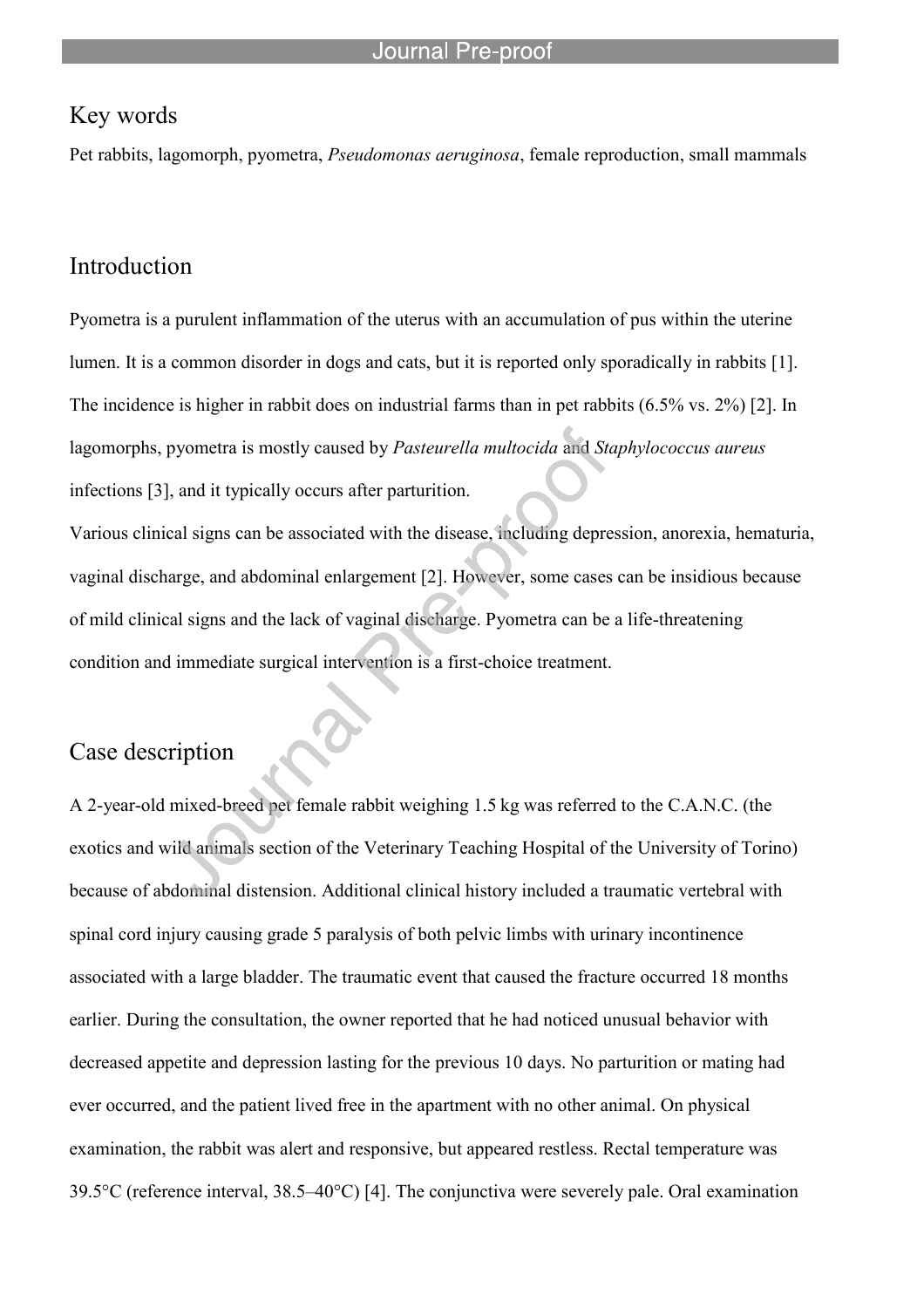## Key words

Pet rabbits, lagomorph, pyometra, *Pseudomonas aeruginosa*, female reproduction, small mammals

## Introduction

Pyometra is a purulent inflammation of the uterus with an accumulation of pus within the uterine lumen. It is a common disorder in dogs and cats, but it is reported only sporadically in rabbits [1]. The incidence is higher in rabbit does on industrial farms than in pet rabbits (6.5% vs. 2%) [2]. In lagomorphs, pyometra is mostly caused by *Pasteurella multocida* and *Staphylococcus aureus* infections [3], and it typically occurs after parturition.

Various clinical signs can be associated with the disease, including depression, anorexia, hematuria, vaginal discharge, and abdominal enlargement [2]. However, some cases can be insidious because of mild clinical signs and the lack of vaginal discharge. Pyometra can be a life-threatening condition and immediate surgical intervention is a first-choice treatment.

## Case description

A 2-year-old mixed-breed pet female rabbit weighing 1.5 kg was referred to the C.A.N.C. (the exotics and wild animals section of the Veterinary Teaching Hospital of the University of Torino) because of abdominal distension. Additional clinical history included a traumatic vertebral with spinal cord injury causing grade 5 paralysis of both pelvic limbs with urinary incontinence associated with a large bladder. The traumatic event that caused the fracture occurred 18 months earlier. During the consultation, the owner reported that he had noticed unusual behavior with decreased appetite and depression lasting for the previous 10 days. No parturition or mating had ever occurred, and the patient lived free in the apartment with no other animal. On physical examination, the rabbit was alert and responsive, but appeared restless. Rectal temperature was 39.5°C (reference interval, 38.5–40°C) [4]. The conjunctiva were severely pale. Oral examination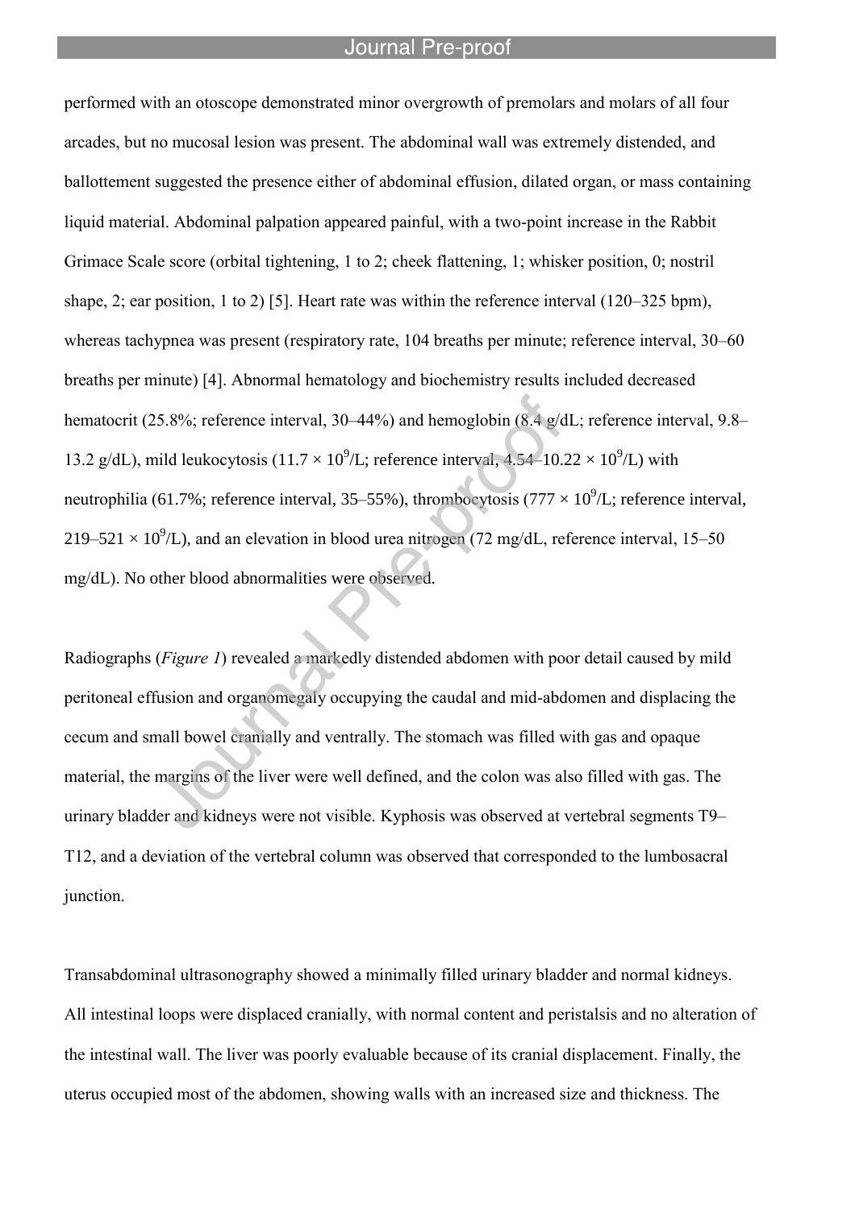performed with an otoscope demonstrated minor overgrowth of premolars and molars of all four arcades, but no mucosal lesion was present. The abdominal wall was extremely distended, and ballottement suggested the presence either of abdominal effusion, dilated organ, or mass containing liquid material. Abdominal palpation appeared painful, with a two-point increase in the Rabbit Grimace Scale score (orbital tightening, 1 to 2; cheek flattening, 1; whisker position, 0; nostril shape, 2; ear position, 1 to 2) [5]. Heart rate was within the reference interval (120–325 bpm), whereas tachypnea was present (respiratory rate, 104 breaths per minute; reference interval, 30–60 breaths per minute) [4]. Abnormal hematology and biochemistry results included decreased hematocrit (25.8%; reference interval, 30–44%) and hemoglobin (8.4 g/dL; reference interval, 9.8–13.2 g/dL), mild leukocytosis ($11.7 \times 10^9$/L; reference interval, 4.54–$10.22 \times 10^9$/L) with neutrophilia (61.7%; reference interval, 35–55%), thrombocytosis ($777 \times 10^9$/L; reference interval, 219–$521 \times 10^9$/L), and an elevation in blood urea nitrogen (72 mg/dL, reference interval, 15–50 mg/dL). No other blood abnormalities were observed.

Radiographs (*Figure 1*) revealed a markedly distended abdomen with poor detail caused by mild peritoneal effusion and organomegaly occupying the caudal and mid-abdomen and displacing the cecum and small bowel cranially and ventrally. The stomach was filled with gas and opaque material, the margins of the liver were well defined, and the colon was also filled with gas. The urinary bladder and kidneys were not visible. Kyphosis was observed at vertebral segments T9–T12, and a deviation of the vertebral column was observed that corresponded to the lumbosacral junction.

Transabdominal ultrasonography showed a minimally filled urinary bladder and normal kidneys. All intestinal loops were displaced cranially, with normal content and peristalsis and no alteration of the intestinal wall. The liver was poorly evaluable because of its cranial displacement. Finally, the uterus occupied most of the abdomen, showing walls with an increased size and thickness. The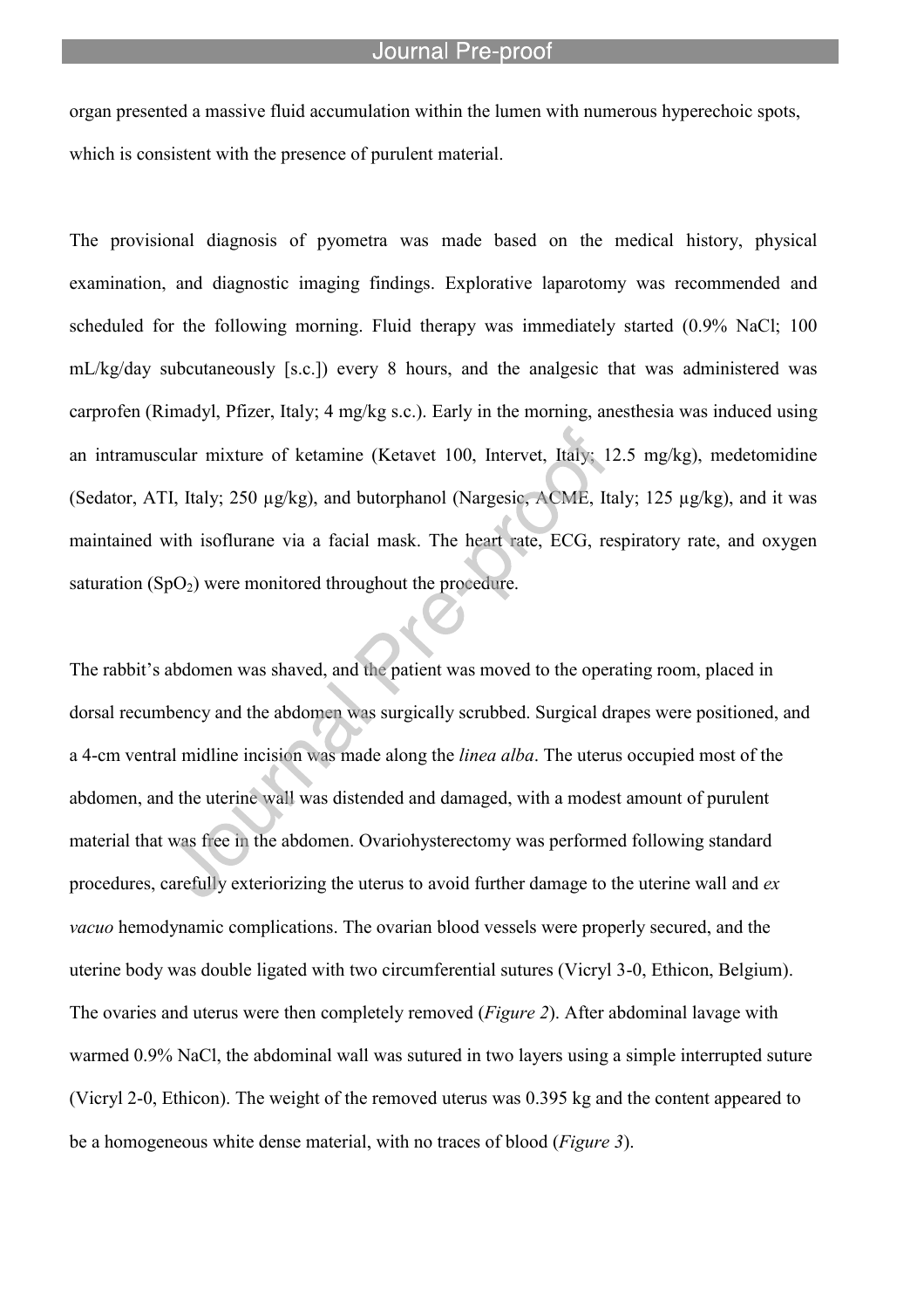organ presented a massive fluid accumulation within the lumen with numerous hyperechoic spots, which is consistent with the presence of purulent material.

The provisional diagnosis of pyometra was made based on the medical history, physical examination, and diagnostic imaging findings. Explorative laparotomy was recommended and scheduled for the following morning. Fluid therapy was immediately started (0.9% NaCl; 100 mL/kg/day subcutaneously [s.c.]) every 8 hours, and the analgesic that was administered was carprofen (Rimadyl, Pfizer, Italy; 4 mg/kg s.c.). Early in the morning, anesthesia was induced using an intramuscular mixture of ketamine (Ketavet 100, Intervet, Italy; 12.5 mg/kg), medetomidine (Sedator, ATI, Italy; 250 µg/kg), and butorphanol (Nargesic, ACME, Italy; 125 µg/kg), and it was maintained with isoflurane via a facial mask. The heart rate, ECG, respiratory rate, and oxygen saturation ($SpO_2$) were monitored throughout the procedure.

The rabbit's abdomen was shaved, and the patient was moved to the operating room, placed in dorsal recumbency and the abdomen was surgically scrubbed. Surgical drapes were positioned, and a 4-cm ventral midline incision was made along the *linea alba*. The uterus occupied most of the abdomen, and the uterine wall was distended and damaged, with a modest amount of purulent material that was free in the abdomen. Ovariohysterectomy was performed following standard procedures, carefully exteriorizing the uterus to avoid further damage to the uterine wall and *ex vacuo* hemodynamic complications. The ovarian blood vessels were properly secured, and the uterine body was double ligated with two circumferential sutures (Vicryl 3-0, Ethicon, Belgium). The ovaries and uterus were then completely removed (*Figure 2*). After abdominal lavage with warmed 0.9% NaCl, the abdominal wall was sutured in two layers using a simple interrupted suture (Vicryl 2-0, Ethicon). The weight of the removed uterus was 0.395 kg and the content appeared to be a homogeneous white dense material, with no traces of blood (*Figure 3*).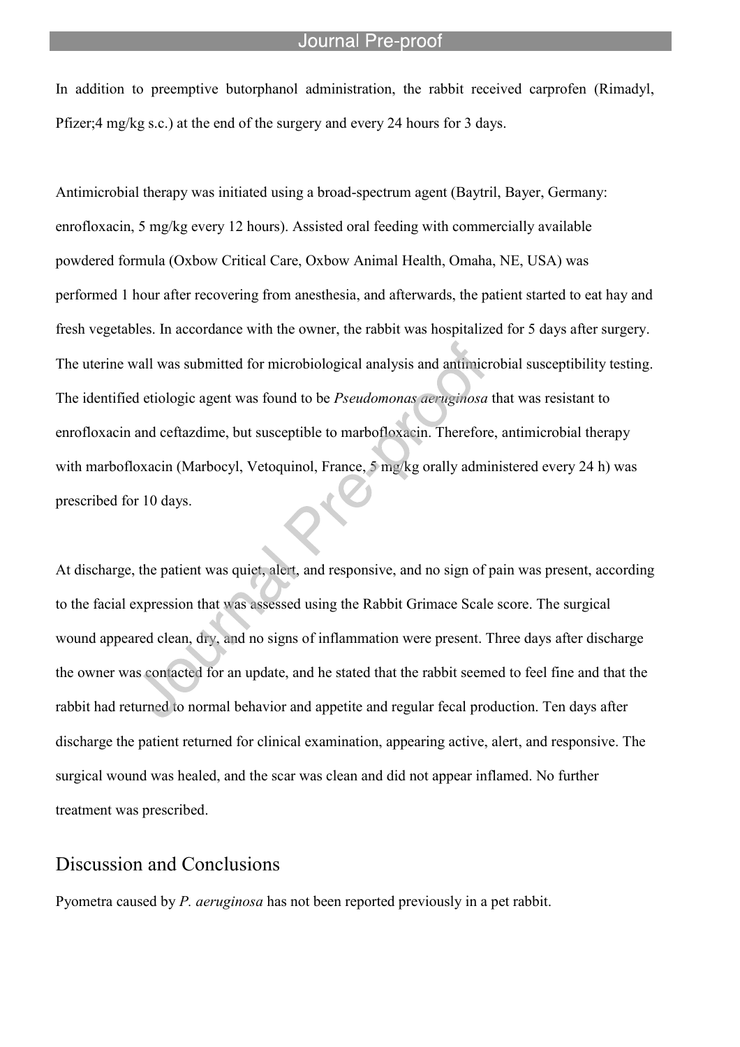In addition to preemptive butorphanol administration, the rabbit received carprofen (Rimadyl, Pfizer;4 mg/kg s.c.) at the end of the surgery and every 24 hours for 3 days.

Antimicrobial therapy was initiated using a broad-spectrum agent (Baytril, Bayer, Germany: enrofloxacin, 5 mg/kg every 12 hours). Assisted oral feeding with commercially available powdered formula (Oxbow Critical Care, Oxbow Animal Health, Omaha, NE, USA) was performed 1 hour after recovering from anesthesia, and afterwards, the patient started to eat hay and fresh vegetables. In accordance with the owner, the rabbit was hospitalized for 5 days after surgery. The uterine wall was submitted for microbiological analysis and antimicrobial susceptibility testing. The identified etiologic agent was found to be *Pseudomonas aeruginosa* that was resistant to enrofloxacin and ceftazdime, but susceptible to marbofloxacin. Therefore, antimicrobial therapy with marbofloxacin (Marbocyl, Vetoquinol, France, 5 mg/kg orally administered every 24 h) was prescribed for 10 days.

At discharge, the patient was quiet, alert, and responsive, and no sign of pain was present, according to the facial expression that was assessed using the Rabbit Grimace Scale score. The surgical wound appeared clean, dry, and no signs of inflammation were present. Three days after discharge the owner was contacted for an update, and he stated that the rabbit seemed to feel fine and that the rabbit had returned to normal behavior and appetite and regular fecal production. Ten days after discharge the patient returned for clinical examination, appearing active, alert, and responsive. The surgical wound was healed, and the scar was clean and did not appear inflamed. No further treatment was prescribed.

## Discussion and Conclusions

Pyometra caused by *P. aeruginosa* has not been reported previously in a pet rabbit.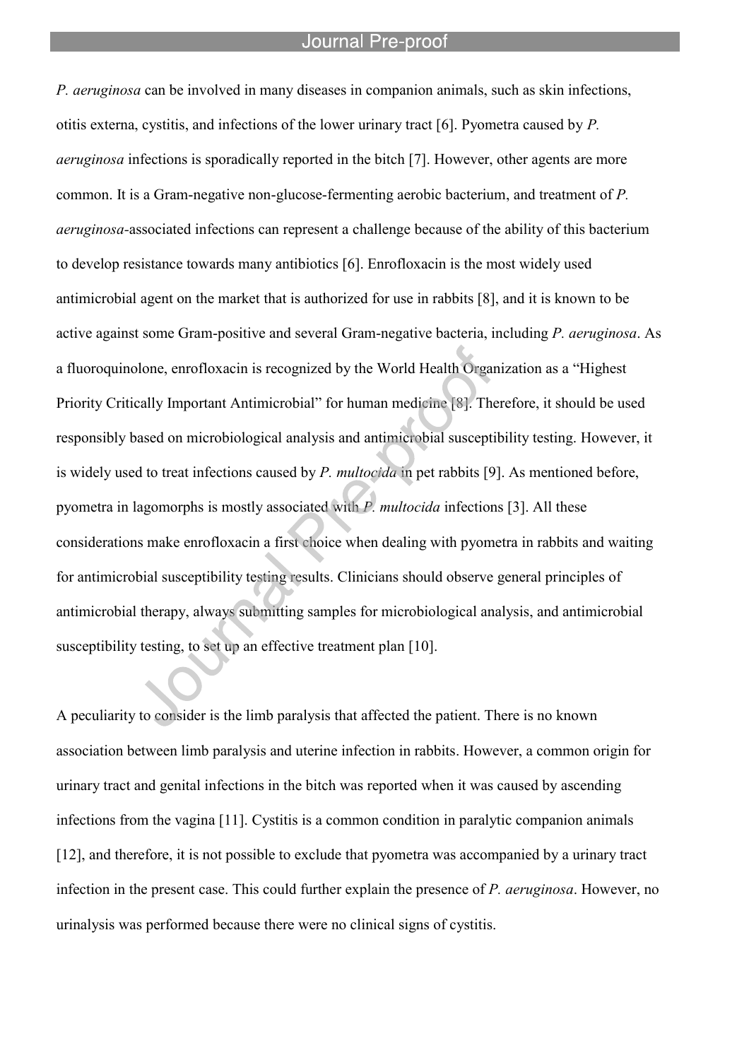*P. aeruginosa* can be involved in many diseases in companion animals, such as skin infections, otitis externa, cystitis, and infections of the lower urinary tract [6]. Pyometra caused by *P. aeruginosa* infections is sporadically reported in the bitch [7]. However, other agents are more common. It is a Gram-negative non-glucose-fermenting aerobic bacterium, and treatment of *P. aeruginosa*-associated infections can represent a challenge because of the ability of this bacterium to develop resistance towards many antibiotics [6]. Enrofloxacin is the most widely used antimicrobial agent on the market that is authorized for use in rabbits [8], and it is known to be active against some Gram-positive and several Gram-negative bacteria, including *P. aeruginosa*. As a fluoroquinolone, enrofloxacin is recognized by the World Health Organization as a "Highest Priority Critically Important Antimicrobial" for human medicine [8]. Therefore, it should be used responsibly based on microbiological analysis and antimicrobial susceptibility testing. However, it is widely used to treat infections caused by *P. multocida* in pet rabbits [9]. As mentioned before, pyometra in lagomorphs is mostly associated with *P. multocida* infections [3]. All these considerations make enrofloxacin a first choice when dealing with pyometra in rabbits and waiting for antimicrobial susceptibility testing results. Clinicians should observe general principles of antimicrobial therapy, always submitting samples for microbiological analysis, and antimicrobial susceptibility testing, to set up an effective treatment plan [10].

A peculiarity to consider is the limb paralysis that affected the patient. There is no known association between limb paralysis and uterine infection in rabbits. However, a common origin for urinary tract and genital infections in the bitch was reported when it was caused by ascending infections from the vagina [11]. Cystitis is a common condition in paralytic companion animals [12], and therefore, it is not possible to exclude that pyometra was accompanied by a urinary tract infection in the present case. This could further explain the presence of *P. aeruginosa*. However, no urinalysis was performed because there were no clinical signs of cystitis.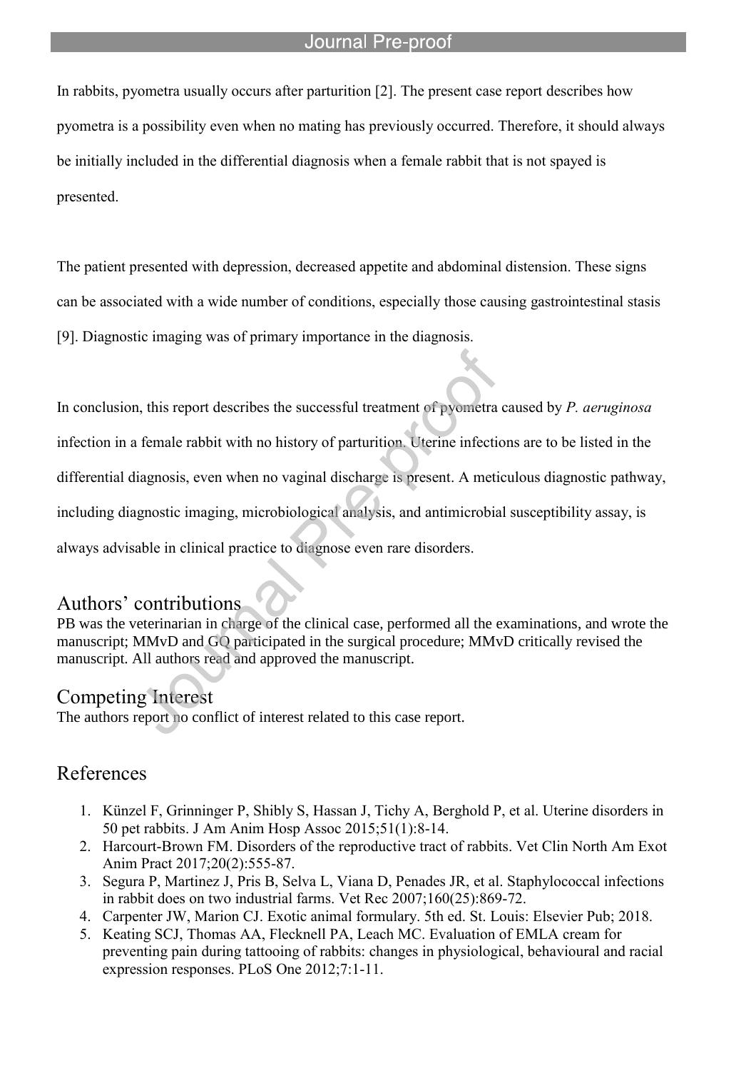In rabbits, pyometra usually occurs after parturition [2]. The present case report describes how pyometra is a possibility even when no mating has previously occurred. Therefore, it should always be initially included in the differential diagnosis when a female rabbit that is not spayed is presented.

The patient presented with depression, decreased appetite and abdominal distension. These signs can be associated with a wide number of conditions, especially those causing gastrointestinal stasis [9]. Diagnostic imaging was of primary importance in the diagnosis.

In conclusion, this report describes the successful treatment of pyometra caused by *P. aeruginosa* infection in a female rabbit with no history of parturition. Uterine infections are to be listed in the differential diagnosis, even when no vaginal discharge is present. A meticulous diagnostic pathway, including diagnostic imaging, microbiological analysis, and antimicrobial susceptibility assay, is always advisable in clinical practice to diagnose even rare disorders.

## Authors' contributions

PB was the veterinarian in charge of the clinical case, performed all the examinations, and wrote the manuscript; MMvD and GQ participated in the surgical procedure; MMvD critically revised the manuscript. All authors read and approved the manuscript.

## Competing Interest

The authors report no conflict of interest related to this case report.

## References

1. Künzel F, Grinninger P, Shibly S, Hassan J, Tichy A, Berghold P, et al. Uterine disorders in 50 pet rabbits. J Am Anim Hosp Assoc 2015;51(1):8-14.
2. Harcourt-Brown FM. Disorders of the reproductive tract of rabbits. Vet Clin North Am Exot Anim Pract 2017;20(2):555-87.
3. Segura P, Martinez J, Pris B, Selva L, Viana D, Penades JR, et al. Staphylococcal infections in rabbit does on two industrial farms. Vet Rec 2007;160(25):869-72.
4. Carpenter JW, Marion CJ. Exotic animal formulary. 5th ed. St. Louis: Elsevier Pub; 2018.
5. Keating SCJ, Thomas AA, Flecknell PA, Leach MC. Evaluation of EMLA cream for preventing pain during tattooing of rabbits: changes in physiological, behavioural and racial expression responses. PLoS One 2012;7:1-11.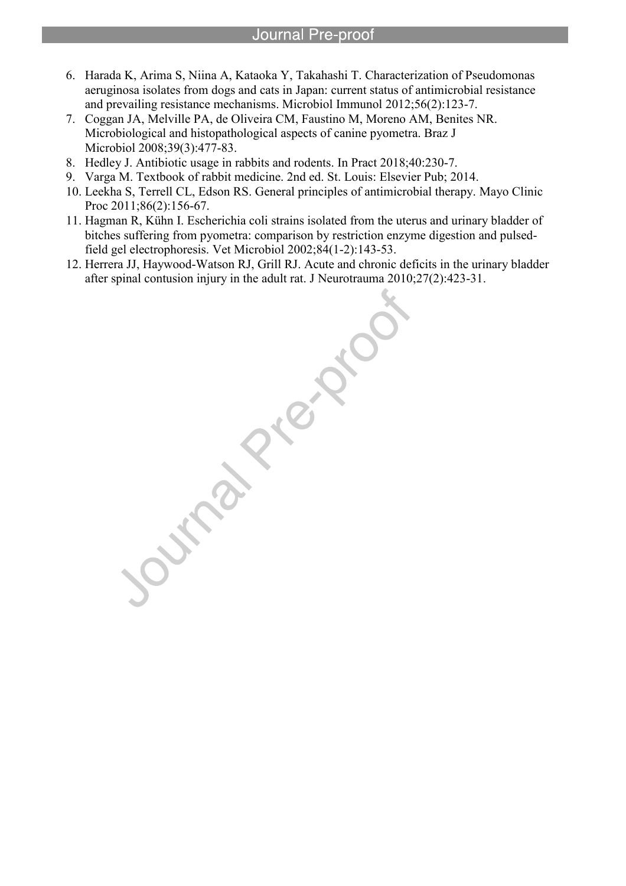6. Harada K, Arima S, Niina A, Kataoka Y, Takahashi T. Characterization of Pseudomonas aeruginosa isolates from dogs and cats in Japan: current status of antimicrobial resistance and prevailing resistance mechanisms. Microbiol Immunol 2012;56(2):123-7.
7. Coggan JA, Melville PA, de Oliveira CM, Faustino M, Moreno AM, Benites NR. Microbiological and histopathological aspects of canine pyometra. Braz J Microbiol 2008;39(3):477-83.
8. Hedley J. Antibiotic usage in rabbits and rodents. In Pract 2018;40:230-7.
9. Varga M. Textbook of rabbit medicine. 2nd ed. St. Louis: Elsevier Pub; 2014.
10. Leekha S, Terrell CL, Edson RS. General principles of antimicrobial therapy. Mayo Clinic Proc 2011;86(2):156-67.
11. Hagman R, Kühn I. Escherichia coli strains isolated from the uterus and urinary bladder of bitches suffering from pyometra: comparison by restriction enzyme digestion and pulsed-field gel electrophoresis. Vet Microbiol 2002;84(1-2):143-53.
12. Herrera JJ, Haywood-Watson RJ, Grill RJ. Acute and chronic deficits in the urinary bladder after spinal contusion injury in the adult rat. J Neurotrauma 2010;27(2):423-31.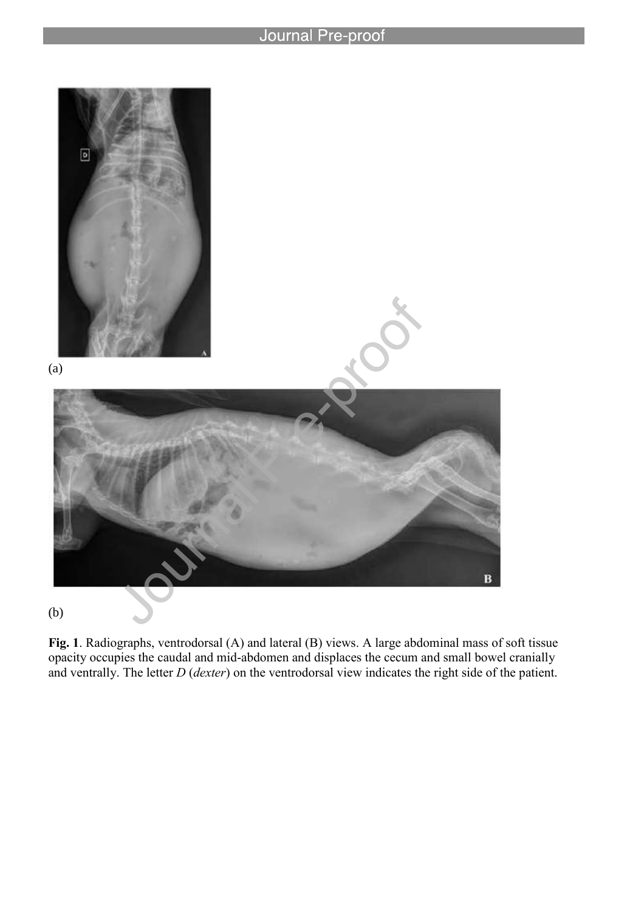(a)

(b)

**Fig. 1**. Radiographs, ventrodorsal (A) and lateral (B) views. A large abdominal mass of soft tissue opacity occupies the caudal and mid-abdomen and displaces the cecum and small bowel cranially and ventrally. The letter *D* (*dexter*) on the ventrodorsal view indicates the right side of the patient.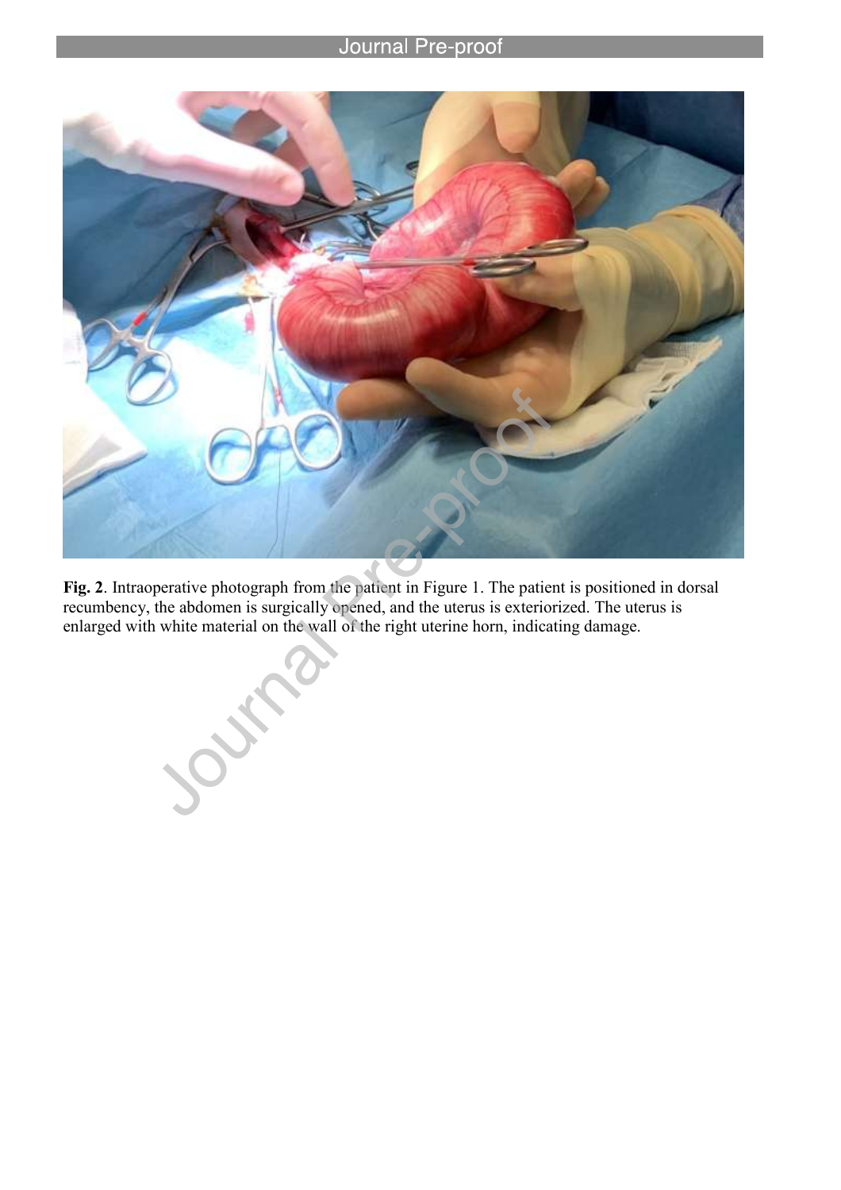**Fig. 2**. Intraoperative photograph from the patient in Figure 1. The patient is positioned in dorsal recumbency, the abdomen is surgically opened, and the uterus is exteriorized. The uterus is enlarged with white material on the wall of the right uterine horn, indicating damage.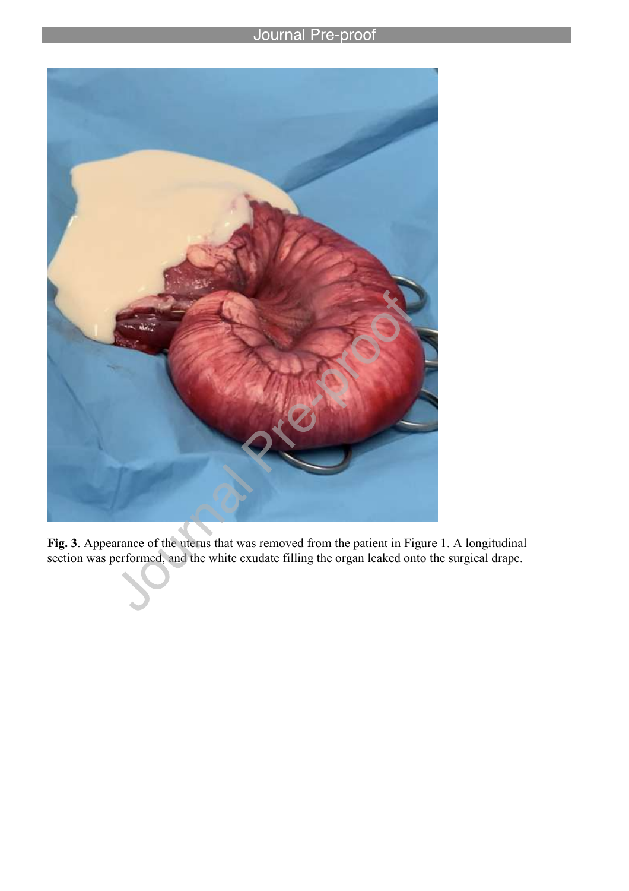**Fig. 3**. Appearance of the uterus that was removed from the patient in Figure 1. A longitudinal section was performed, and the white exudate filling the organ leaked onto the surgical drape.